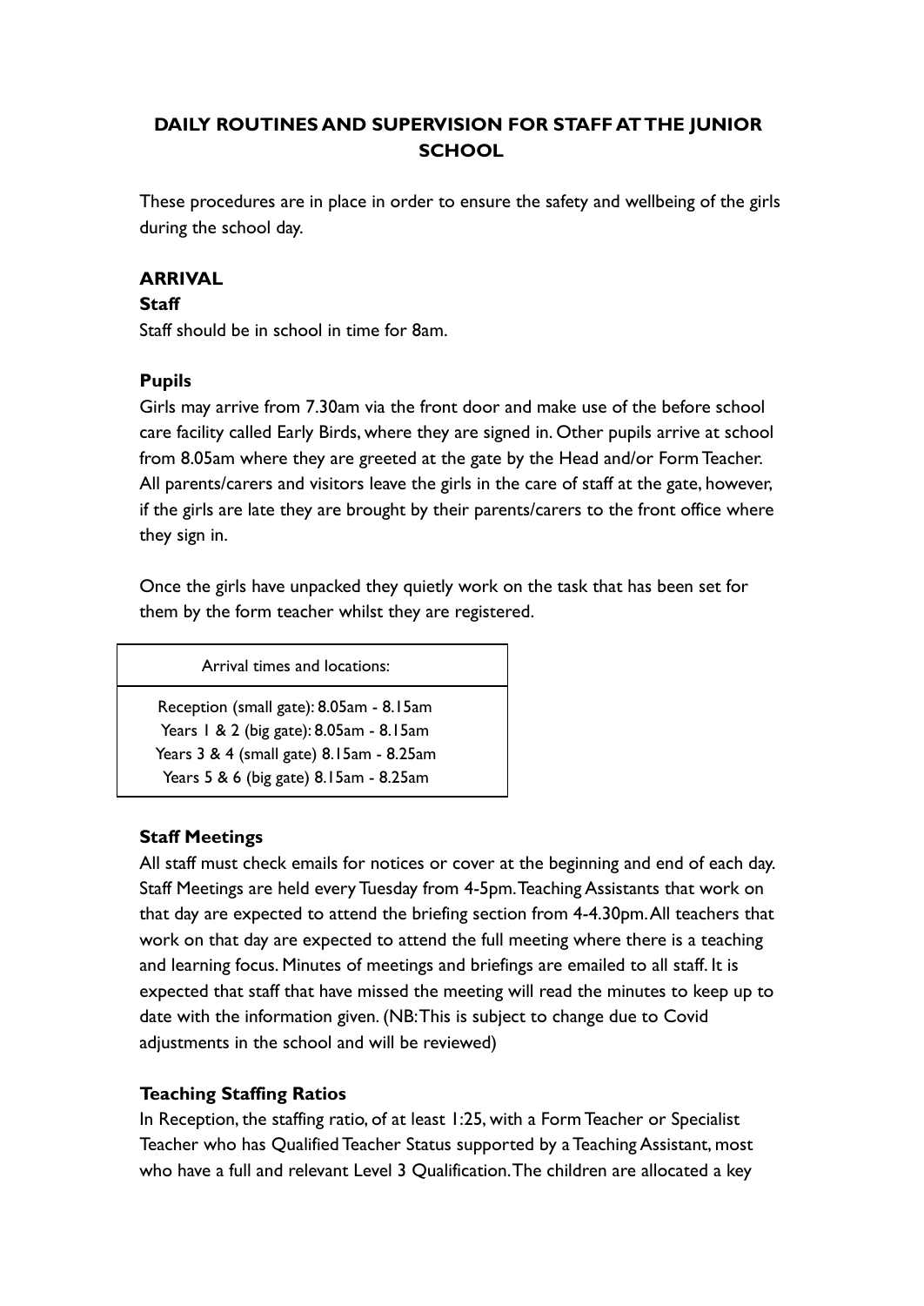# DAILY ROUTINES AND SUPERVISION FOR STAFF AT THE JUNIOR SCHOOL

These procedures are in place in order to ensure the safety and wellbeing of the girls during the school day.

## ARRIVAL

### Staff

Staff should be in school in time for 8am.

### Pupils

Girls may arrive from 7.30am via the front door and make use of the before school care facility called Early Birds, where they are signed in. Other pupils arrive at school from 8.05am where they are greeted at the gate by the Head and/or Form Teacher. All parents/carers and visitors leave the girls in the care of staff at the gate, however, if the girls are late they are brought by their parents/carers to the front office where they sign in.

Once the girls have unpacked they quietly work on the task that has been set for them by the form teacher whilst they are registered.

| Arrival times and locations: |
| --- |
| Reception (small gate): 8.05am - 8.15am<br>Years 1 & 2 (big gate): 8.05am - 8.15am<br>Years 3 & 4 (small gate) 8.15am - 8.25am<br>Years 5 & 6 (big gate) 8.15am - 8.25am |

### Staff Meetings

All staff must check emails for notices or cover at the beginning and end of each day. Staff Meetings are held every Tuesday from 4-5pm. Teaching Assistants that work on that day are expected to attend the briefing section from 4-4.30pm. All teachers that work on that day are expected to attend the full meeting where there is a teaching and learning focus. Minutes of meetings and briefings are emailed to all staff. It is expected that staff that have missed the meeting will read the minutes to keep up to date with the information given. (NB: This is subject to change due to Covid adjustments in the school and will be reviewed)

### Teaching Staffing Ratios

In Reception, the staffing ratio, of at least 1:25, with a Form Teacher or Specialist Teacher who has Qualified Teacher Status supported by a Teaching Assistant, most who have a full and relevant Level 3 Qualification. The children are allocated a key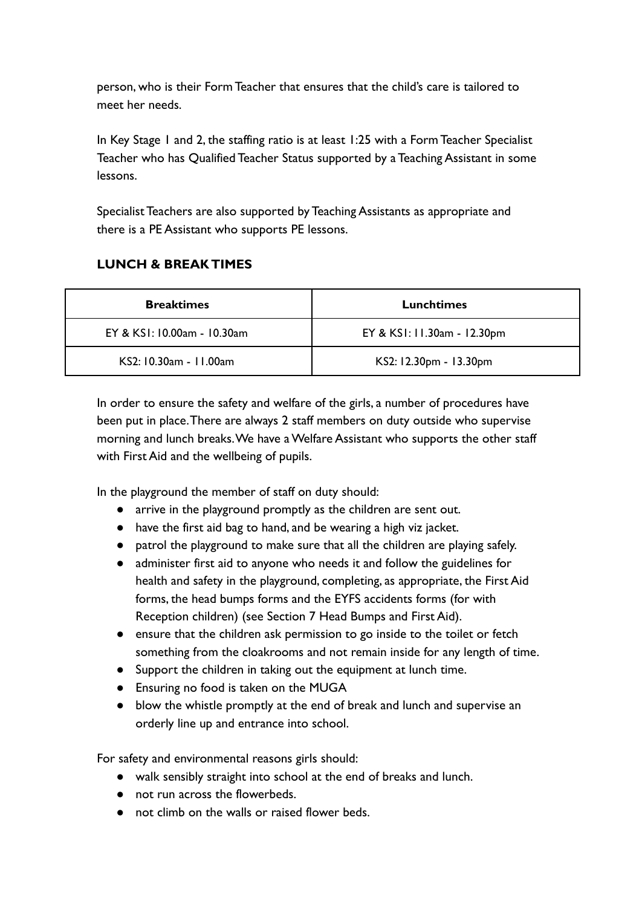person, who is their Form Teacher that ensures that the child's care is tailored to meet her needs.

In Key Stage 1 and 2, the staffing ratio is at least 1:25 with a Form Teacher Specialist Teacher who has Qualified Teacher Status supported by a Teaching Assistant in some lessons.

Specialist Teachers are also supported by Teaching Assistants as appropriate and there is a PE Assistant who supports PE lessons.

**LUNCH & BREAK TIMES**

| **Breaktimes** | **Lunchtimes** |
|---|---|
| EY & KS1: 10.00am - 10.30am | EY & KS1: 11.30am - 12.30pm |
| KS2: 10.30am - 11.00am | KS2: 12.30pm - 13.30pm |

In order to ensure the safety and welfare of the girls, a number of procedures have been put in place. There are always 2 staff members on duty outside who supervise morning and lunch breaks. We have a Welfare Assistant who supports the other staff with First Aid and the wellbeing of pupils.

In the playground the member of staff on duty should:

- arrive in the playground promptly as the children are sent out.
- have the first aid bag to hand, and be wearing a high viz jacket.
- patrol the playground to make sure that all the children are playing safely.
- administer first aid to anyone who needs it and follow the guidelines for health and safety in the playground, completing, as appropriate, the First Aid forms, the head bumps forms and the EYFS accidents forms (for with Reception children) (see Section 7 Head Bumps and First Aid).
- ensure that the children ask permission to go inside to the toilet or fetch something from the cloakrooms and not remain inside for any length of time.
- Support the children in taking out the equipment at lunch time.
- Ensuring no food is taken on the MUGA
- blow the whistle promptly at the end of break and lunch and supervise an orderly line up and entrance into school.

For safety and environmental reasons girls should:

- walk sensibly straight into school at the end of breaks and lunch.
- not run across the flowerbeds.
- not climb on the walls or raised flower beds.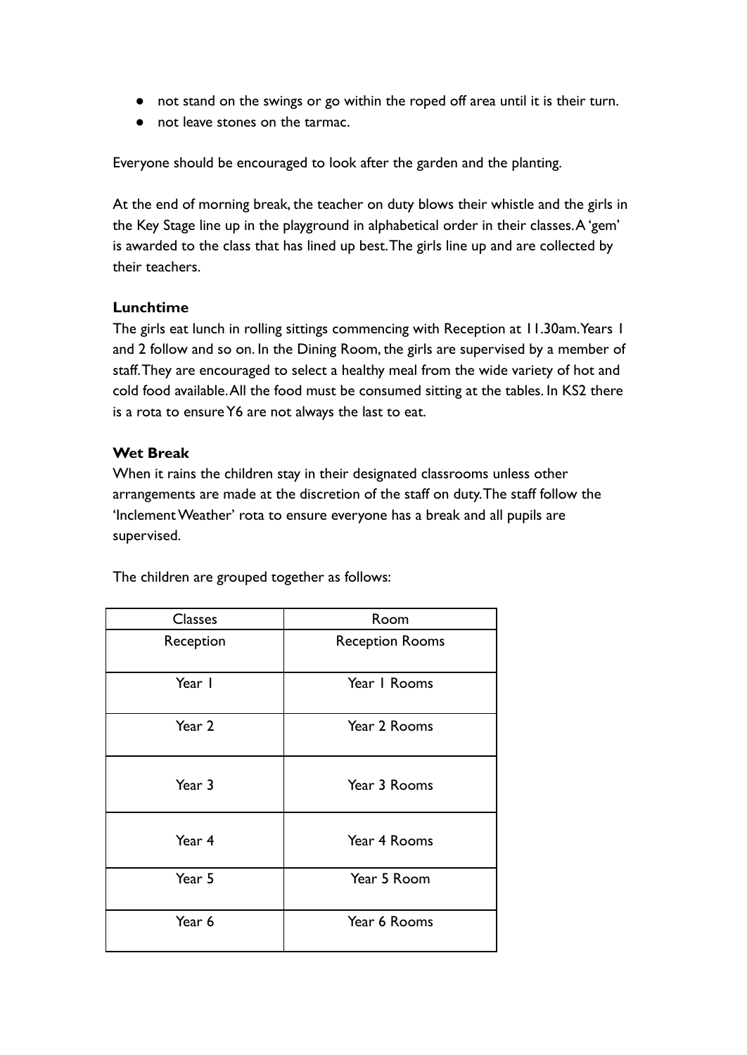- not stand on the swings or go within the roped off area until it is their turn.
- not leave stones on the tarmac.

Everyone should be encouraged to look after the garden and the planting.

At the end of morning break, the teacher on duty blows their whistle and the girls in the Key Stage line up in the playground in alphabetical order in their classes. A 'gem' is awarded to the class that has lined up best. The girls line up and are collected by their teachers.

**Lunchtime**

The girls eat lunch in rolling sittings commencing with Reception at 11.30am. Years 1 and 2 follow and so on. In the Dining Room, the girls are supervised by a member of staff. They are encouraged to select a healthy meal from the wide variety of hot and cold food available. All the food must be consumed sitting at the tables. In KS2 there is a rota to ensure Y6 are not always the last to eat.

**Wet Break**

When it rains the children stay in their designated classrooms unless other arrangements are made at the discretion of the staff on duty. The staff follow the 'Inclement Weather' rota to ensure everyone has a break and all pupils are supervised.

The children are grouped together as follows:

| Classes | Room |
| --- | --- |
| Reception | Reception Rooms |
| Year 1 | Year 1 Rooms |
| Year 2 | Year 2 Rooms |
| Year 3 | Year 3 Rooms |
| Year 4 | Year 4 Rooms |
| Year 5 | Year 5 Room |
| Year 6 | Year 6 Rooms |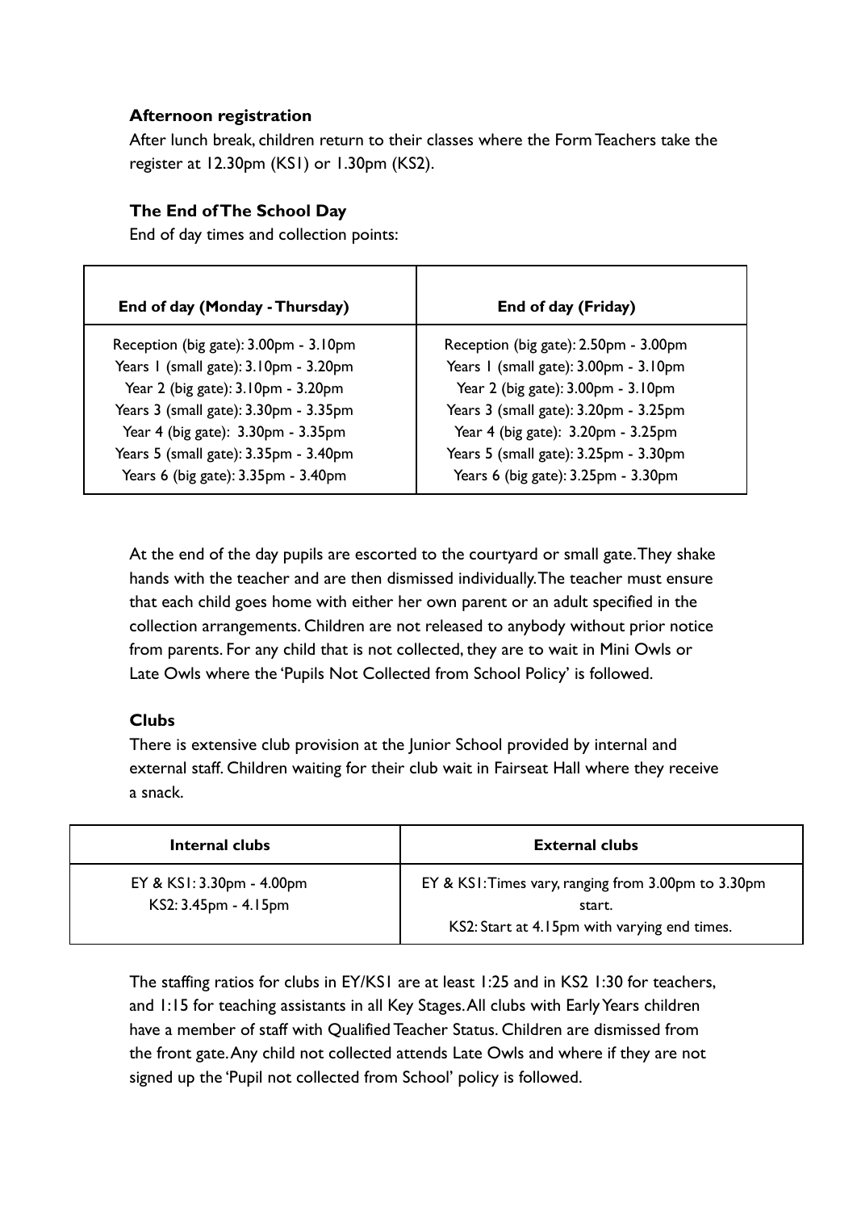**Afternoon registration**

After lunch break, children return to their classes where the Form Teachers take the register at 12.30pm (KS1) or 1.30pm (KS2).

**The End of The School Day**

End of day times and collection points:

| End of day (Monday - Thursday) | End of day (Friday) |
|---|---|
| Reception (big gate): 3.00pm - 3.10pm<br>Years 1 (small gate): 3.10pm - 3.20pm<br>Year 2 (big gate): 3.10pm - 3.20pm<br>Years 3 (small gate): 3.30pm - 3.35pm<br>Year 4 (big gate): 3.30pm - 3.35pm<br>Years 5 (small gate): 3.35pm - 3.40pm<br>Years 6 (big gate): 3.35pm - 3.40pm | Reception (big gate): 2.50pm - 3.00pm<br>Years 1 (small gate): 3.00pm - 3.10pm<br>Year 2 (big gate): 3.00pm - 3.10pm<br>Years 3 (small gate): 3.20pm - 3.25pm<br>Year 4 (big gate): 3.20pm - 3.25pm<br>Years 5 (small gate): 3.25pm - 3.30pm<br>Years 6 (big gate): 3.25pm - 3.30pm |

At the end of the day pupils are escorted to the courtyard or small gate. They shake hands with the teacher and are then dismissed individually. The teacher must ensure that each child goes home with either her own parent or an adult specified in the collection arrangements. Children are not released to anybody without prior notice from parents. For any child that is not collected, they are to wait in Mini Owls or Late Owls where the 'Pupils Not Collected from School Policy' is followed.

**Clubs**

There is extensive club provision at the Junior School provided by internal and external staff. Children waiting for their club wait in Fairseat Hall where they receive a snack.

| Internal clubs | External clubs |
|---|---|
| EY & KS1: 3.30pm - 4.00pm<br>KS2: 3.45pm - 4.15pm | EY & KS1: Times vary, ranging from 3.00pm to 3.30pm start.<br>KS2: Start at 4.15pm with varying end times. |

The staffing ratios for clubs in EY/KS1 are at least 1:25 and in KS2 1:30 for teachers, and 1:15 for teaching assistants in all Key Stages. All clubs with Early Years children have a member of staff with Qualified Teacher Status. Children are dismissed from the front gate. Any child not collected attends Late Owls and where if they are not signed up the 'Pupil not collected from School' policy is followed.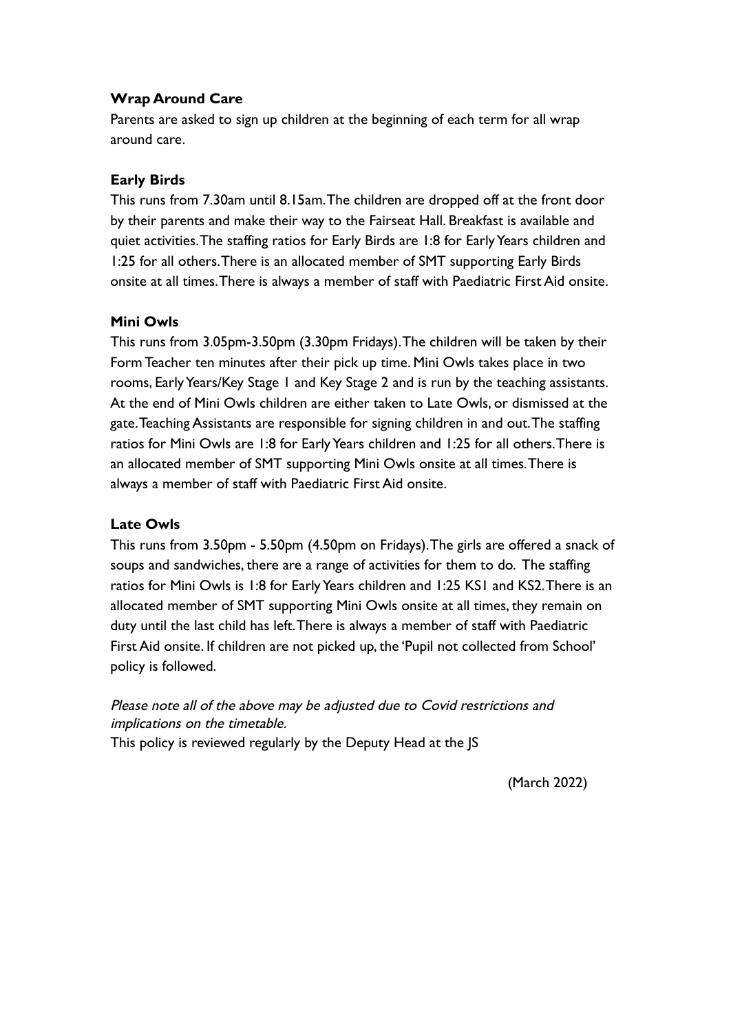**Wrap Around Care**

Parents are asked to sign up children at the beginning of each term for all wrap around care.

**Early Birds**

This runs from 7.30am until 8.15am. The children are dropped off at the front door by their parents and make their way to the Fairseat Hall. Breakfast is available and quiet activities. The staffing ratios for Early Birds are 1:8 for Early Years children and 1:25 for all others. There is an allocated member of SMT supporting Early Birds onsite at all times. There is always a member of staff with Paediatric First Aid onsite.

**Mini Owls**

This runs from 3.05pm-3.50pm (3.30pm Fridays). The children will be taken by their Form Teacher ten minutes after their pick up time. Mini Owls takes place in two rooms, Early Years/Key Stage 1 and Key Stage 2 and is run by the teaching assistants. At the end of Mini Owls children are either taken to Late Owls, or dismissed at the gate. Teaching Assistants are responsible for signing children in and out. The staffing ratios for Mini Owls are 1:8 for Early Years children and 1:25 for all others. There is an allocated member of SMT supporting Mini Owls onsite at all times. There is always a member of staff with Paediatric First Aid onsite.

**Late Owls**

This runs from 3.50pm - 5.50pm (4.50pm on Fridays). The girls are offered a snack of soups and sandwiches, there are a range of activities for them to do. The staffing ratios for Mini Owls is 1:8 for Early Years children and 1:25 KS1 and KS2. There is an allocated member of SMT supporting Mini Owls onsite at all times, they remain on duty until the last child has left. There is always a member of staff with Paediatric First Aid onsite. If children are not picked up, the 'Pupil not collected from School' policy is followed.

*Please note all of the above may be adjusted due to Covid restrictions and implications on the timetable.*

This policy is reviewed regularly by the Deputy Head at the JS

(March 2022)